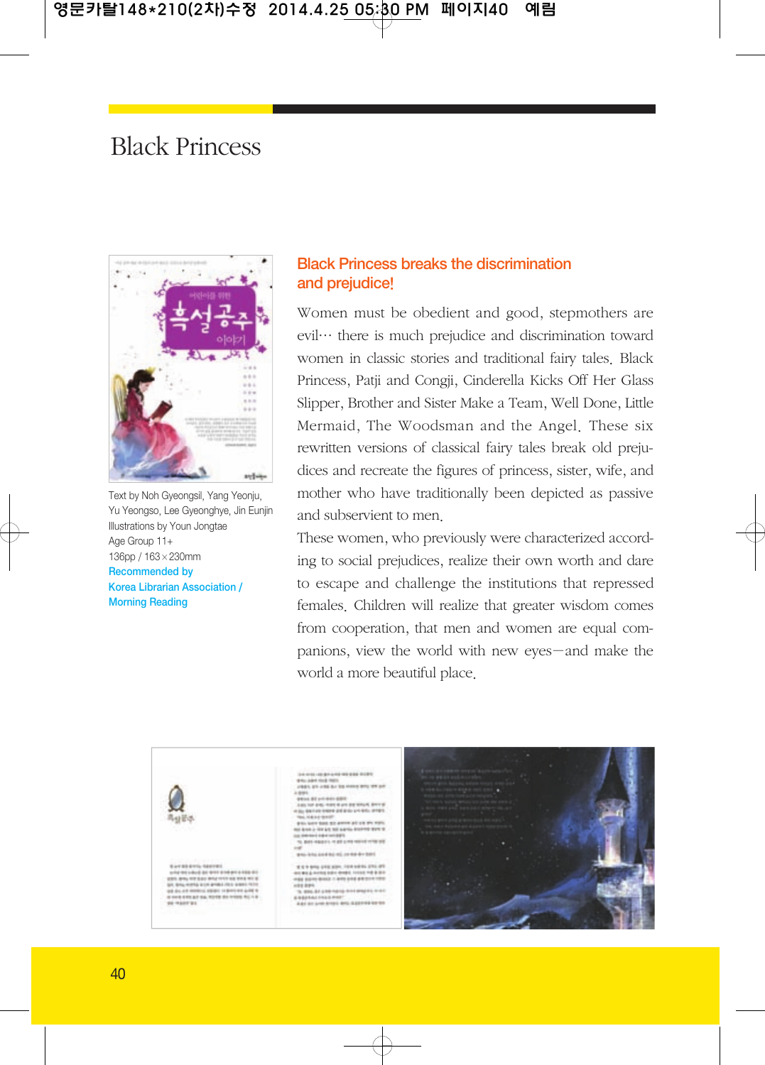# Black Princess

Text by Noh Gyeongsil, Yang Yeonju, Yu Yeongso, Lee Gyeonghye, Jin Eunjin
Illustrations by Youn Jongtae
Age Group 11+
136pp / 163×230mm
Recommended by
Korea Librarian Association / Morning Reading

## Black Princess breaks the discrimination and prejudice!

Women must be obedient and good, stepmothers are evil··· there is much prejudice and discrimination toward women in classic stories and traditional fairy tales. Black Princess, Patji and Congji, Cinderella Kicks Off Her Glass Slipper, Brother and Sister Make a Team, Well Done, Little Mermaid, The Woodsman and the Angel. These six rewritten versions of classical fairy tales break old prejudices and recreate the figures of princess, sister, wife, and mother who have traditionally been depicted as passive and subservient to men.

These women, who previously were characterized according to social prejudices, realize their own worth and dare to escape and challenge the institutions that repressed females. Children will realize that greater wisdom comes from cooperation, that men and women are equal companions, view the world with new eyes—and make the world a more beautiful place.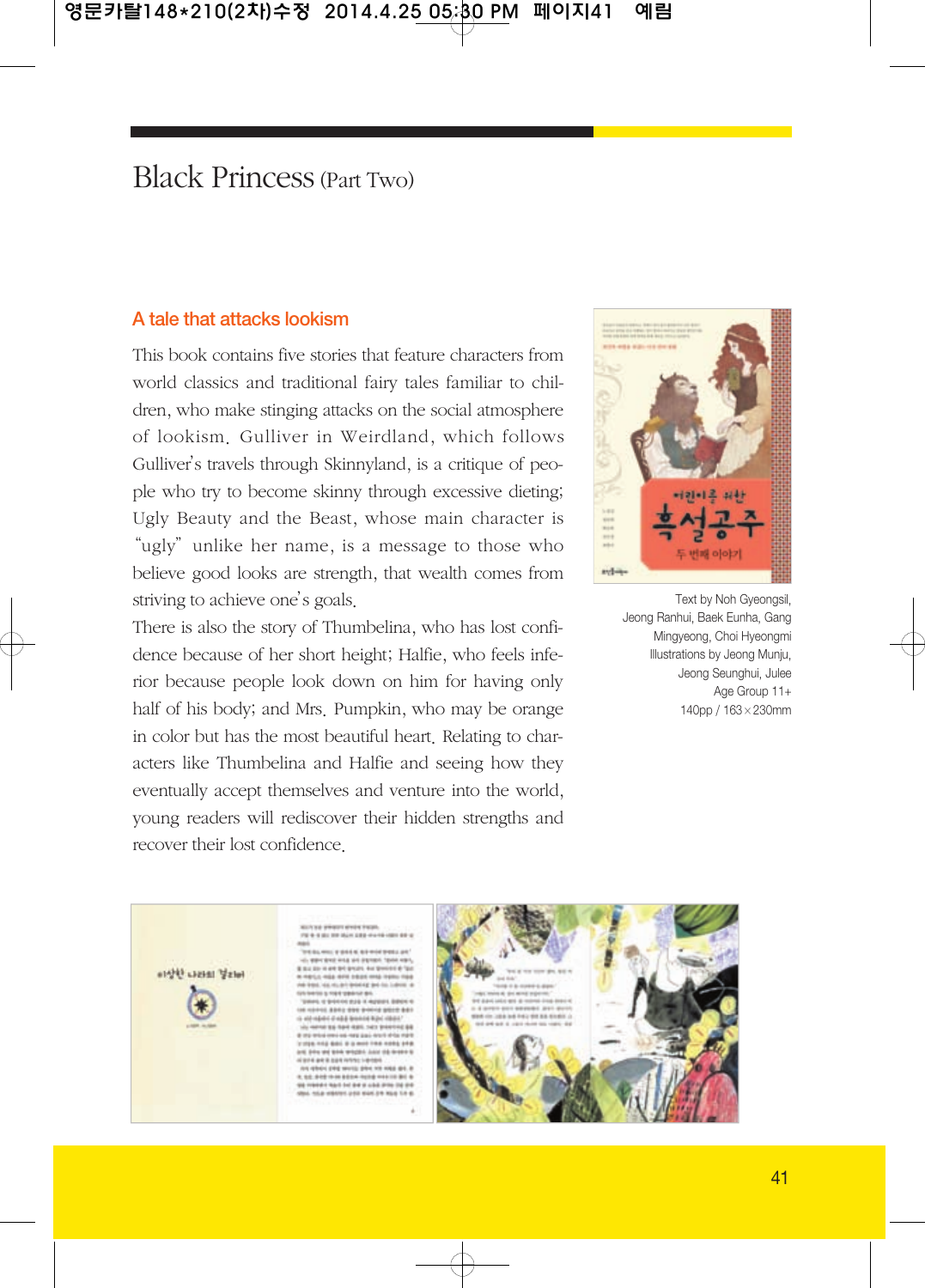# Black Princess (Part Two)

## A tale that attacks lookism

This book contains five stories that feature characters from world classics and traditional fairy tales familiar to children, who make stinging attacks on the social atmosphere of lookism. Gulliver in Weirdland, which follows Gulliver's travels through Skinnyland, is a critique of people who try to become skinny through excessive dieting; Ugly Beauty and the Beast, whose main character is "ugly" unlike her name, is a message to those who believe good looks are strength, that wealth comes from striving to achieve one's goals.

There is also the story of Thumbelina, who has lost confidence because of her short height; Halfie, who feels inferior because people look down on him for having only half of his body; and Mrs. Pumpkin, who may be orange in color but has the most beautiful heart. Relating to characters like Thumbelina and Halfie and seeing how they eventually accept themselves and venture into the world, young readers will rediscover their hidden strengths and recover their lost confidence.

Text by Noh Gyeongsil, Jeong Ranhui, Baek Eunha, Gang Mingyeong, Choi Hyeongmi
Illustrations by Jeong Munju, Jeong Seunghui, Julee
Age Group 11+
140pp / 163×230mm